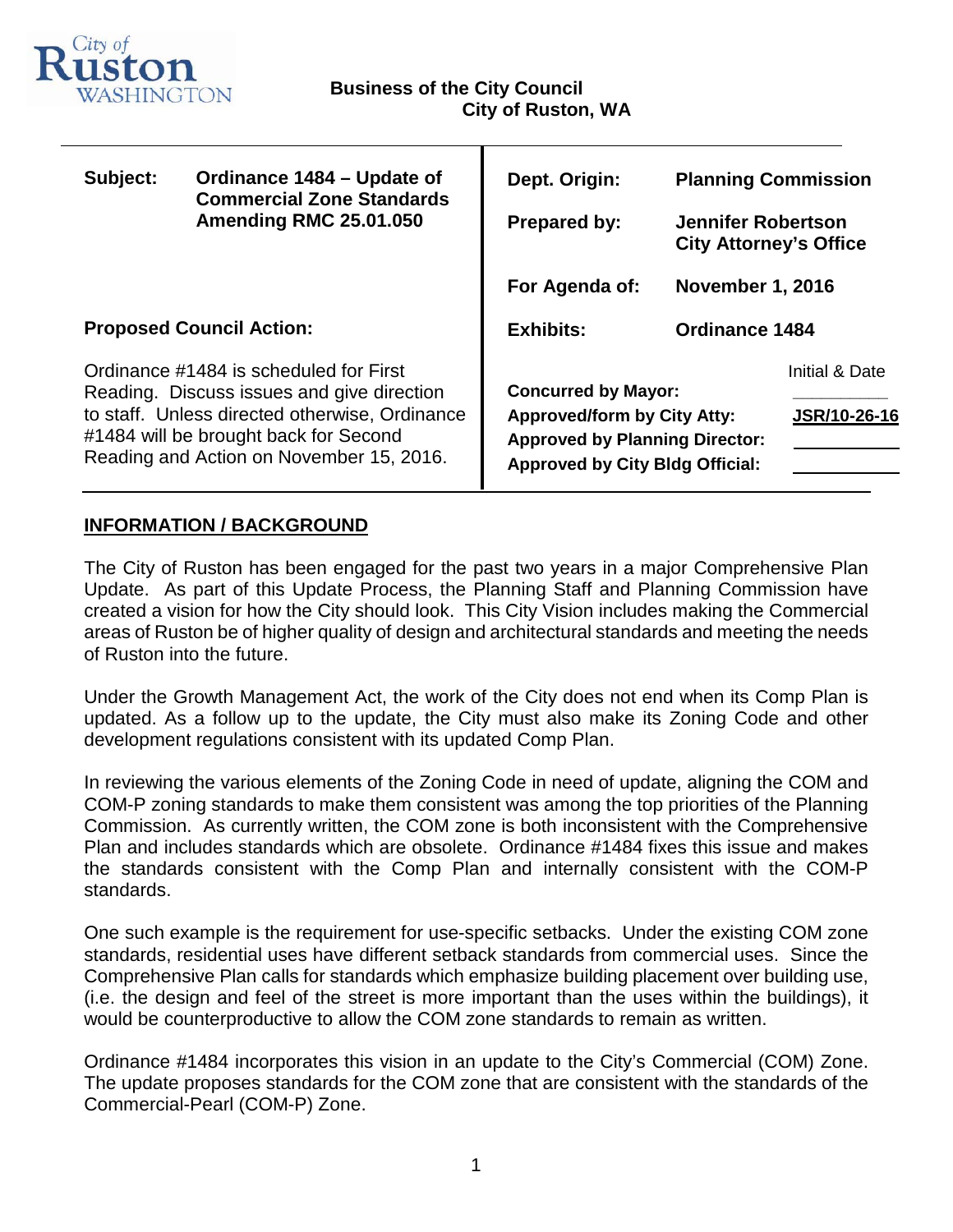City of Ruston WASHINGTON

**Business of the City Council**
**City of Ruston, WA**

| | | | |
|---|---|---|---|
| **Subject:** | **Ordinance 1484 – Update of Commercial Zone Standards Amending RMC 25.01.050** | **Dept. Origin:** | **Planning Commission** |
| | | **Prepared by:** | **Jennifer Robertson City Attorney's Office** |
| | | **For Agenda of:** | **November 1, 2016** |
| **Proposed Council Action:** | | **Exhibits:** | **Ordinance 1484** |

Ordinance #1484 is scheduled for First Reading. Discuss issues and give direction to staff. Unless directed otherwise, Ordinance #1484 will be brought back for Second Reading and Action on November 15, 2016.

| | Initial & Date |
|---|---|
| **Concurred by Mayor:** | ________ |
| **Approved/form by City Atty:** | **JSR/10-26-16** |
| **Approved by Planning Director:** | ________ |
| **Approved by City Bldg Official:** | ________ |

## INFORMATION / BACKGROUND

The City of Ruston has been engaged for the past two years in a major Comprehensive Plan Update. As part of this Update Process, the Planning Staff and Planning Commission have created a vision for how the City should look. This City Vision includes making the Commercial areas of Ruston be of higher quality of design and architectural standards and meeting the needs of Ruston into the future.

Under the Growth Management Act, the work of the City does not end when its Comp Plan is updated. As a follow up to the update, the City must also make its Zoning Code and other development regulations consistent with its updated Comp Plan.

In reviewing the various elements of the Zoning Code in need of update, aligning the COM and COM-P zoning standards to make them consistent was among the top priorities of the Planning Commission. As currently written, the COM zone is both inconsistent with the Comprehensive Plan and includes standards which are obsolete. Ordinance #1484 fixes this issue and makes the standards consistent with the Comp Plan and internally consistent with the COM-P standards.

One such example is the requirement for use-specific setbacks. Under the existing COM zone standards, residential uses have different setback standards from commercial uses. Since the Comprehensive Plan calls for standards which emphasize building placement over building use, (i.e. the design and feel of the street is more important than the uses within the buildings), it would be counterproductive to allow the COM zone standards to remain as written.

Ordinance #1484 incorporates this vision in an update to the City's Commercial (COM) Zone. The update proposes standards for the COM zone that are consistent with the standards of the Commercial-Pearl (COM-P) Zone.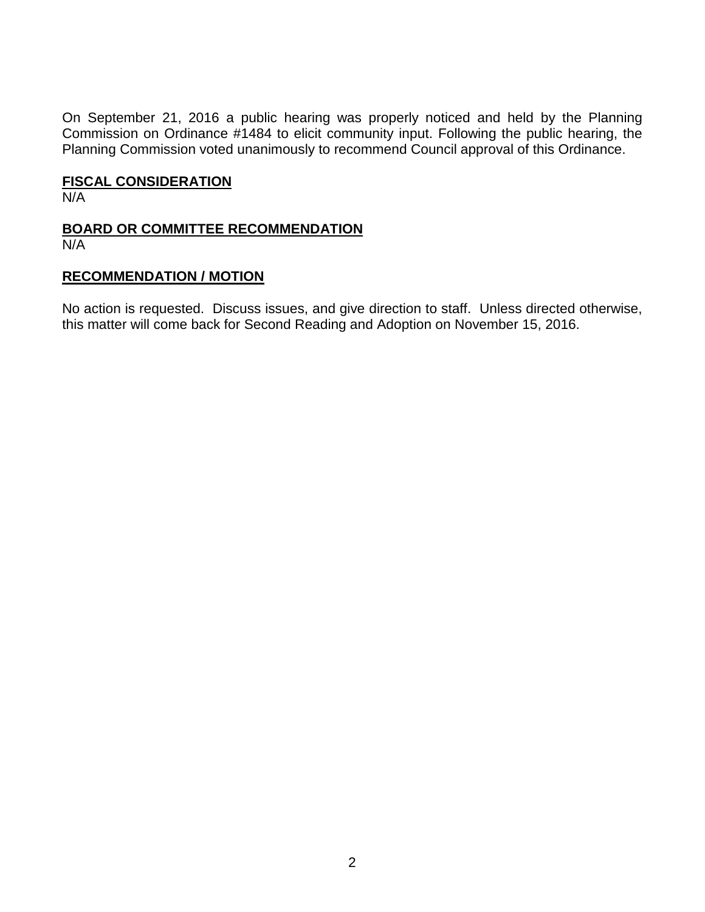On September 21, 2016 a public hearing was properly noticed and held by the Planning Commission on Ordinance #1484 to elicit community input. Following the public hearing, the Planning Commission voted unanimously to recommend Council approval of this Ordinance.

**FISCAL CONSIDERATION**

N/A

**BOARD OR COMMITTEE RECOMMENDATION**

N/A

**RECOMMENDATION / MOTION**

No action is requested. Discuss issues, and give direction to staff. Unless directed otherwise, this matter will come back for Second Reading and Adoption on November 15, 2016.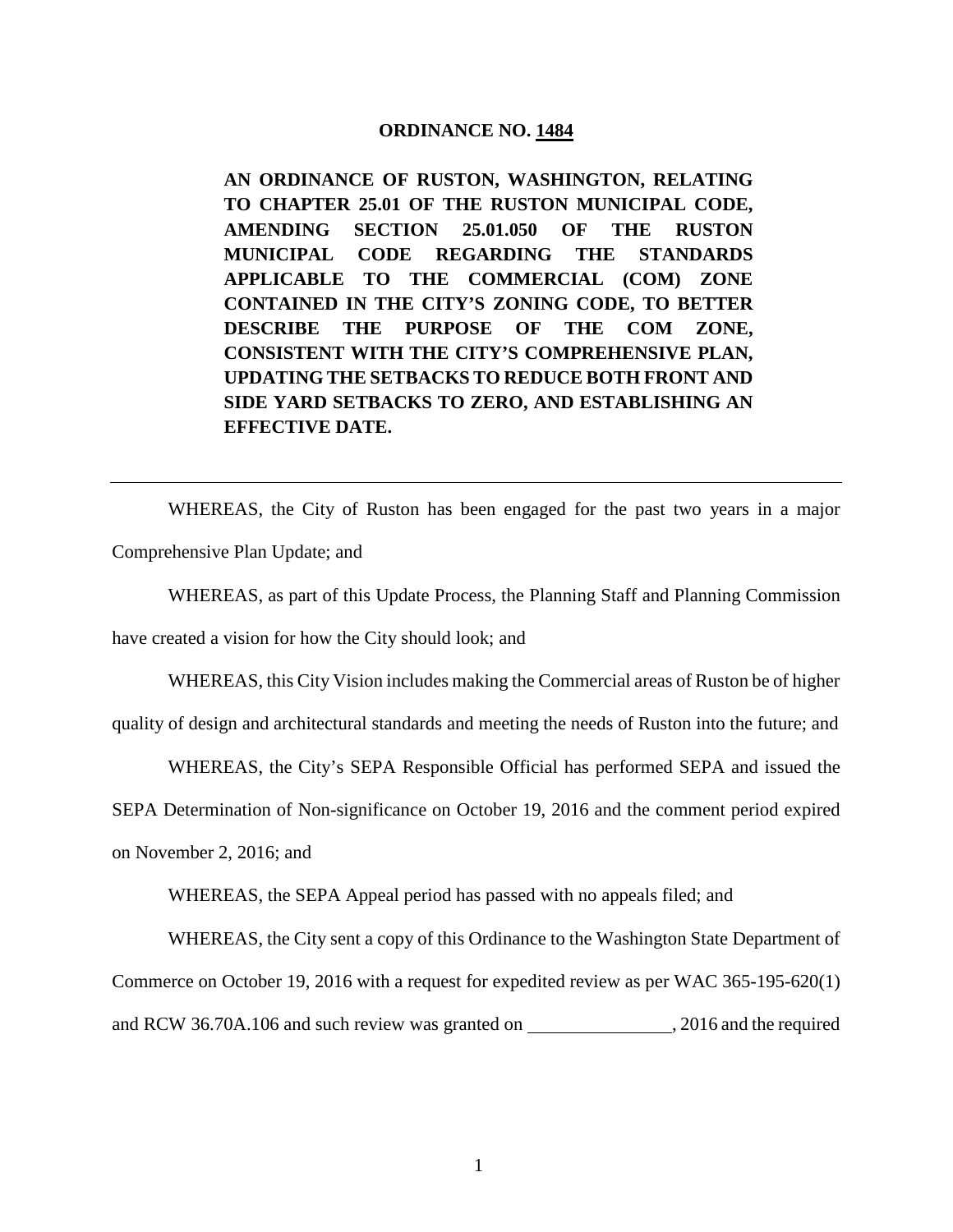**ORDINANCE NO. 1484**

**AN ORDINANCE OF RUSTON, WASHINGTON, RELATING TO CHAPTER 25.01 OF THE RUSTON MUNICIPAL CODE, AMENDING SECTION 25.01.050 OF THE RUSTON MUNICIPAL CODE REGARDING THE STANDARDS APPLICABLE TO THE COMMERCIAL (COM) ZONE CONTAINED IN THE CITY'S ZONING CODE, TO BETTER DESCRIBE THE PURPOSE OF THE COM ZONE, CONSISTENT WITH THE CITY'S COMPREHENSIVE PLAN, UPDATING THE SETBACKS TO REDUCE BOTH FRONT AND SIDE YARD SETBACKS TO ZERO, AND ESTABLISHING AN EFFECTIVE DATE.**

---

WHEREAS, the City of Ruston has been engaged for the past two years in a major Comprehensive Plan Update; and

WHEREAS, as part of this Update Process, the Planning Staff and Planning Commission have created a vision for how the City should look; and

WHEREAS, this City Vision includes making the Commercial areas of Ruston be of higher quality of design and architectural standards and meeting the needs of Ruston into the future; and

WHEREAS, the City's SEPA Responsible Official has performed SEPA and issued the SEPA Determination of Non-significance on October 19, 2016 and the comment period expired on November 2, 2016; and

WHEREAS, the SEPA Appeal period has passed with no appeals filed; and

WHEREAS, the City sent a copy of this Ordinance to the Washington State Department of Commerce on October 19, 2016 with a request for expedited review as per WAC 365-195-620(1) and RCW 36.70A.106 and such review was granted on _______________, 2016 and the required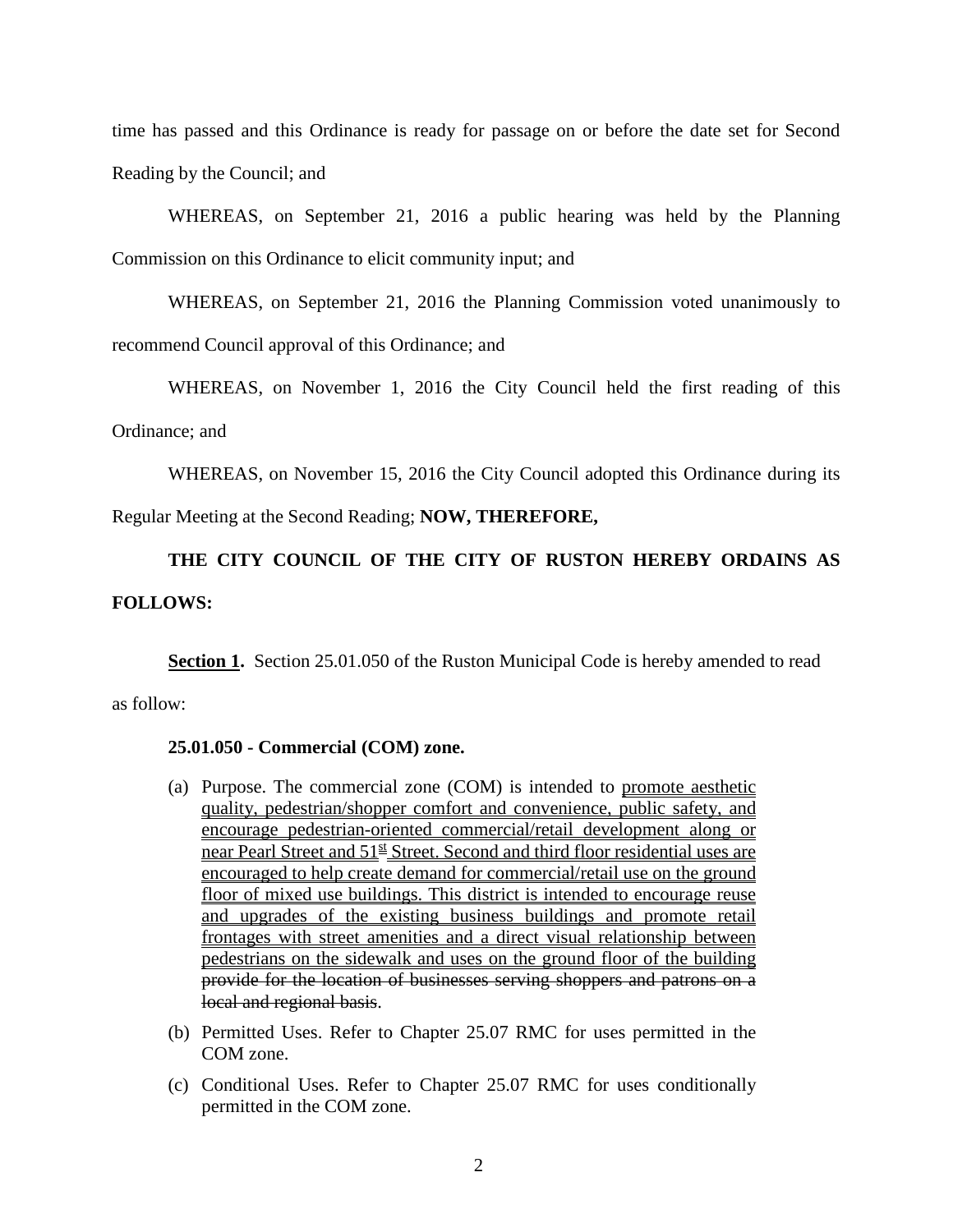time has passed and this Ordinance is ready for passage on or before the date set for Second Reading by the Council; and

WHEREAS, on September 21, 2016 a public hearing was held by the Planning Commission on this Ordinance to elicit community input; and

WHEREAS, on September 21, 2016 the Planning Commission voted unanimously to recommend Council approval of this Ordinance; and

WHEREAS, on November 1, 2016 the City Council held the first reading of this Ordinance; and

WHEREAS, on November 15, 2016 the City Council adopted this Ordinance during its Regular Meeting at the Second Reading; **NOW, THEREFORE,**

**THE CITY COUNCIL OF THE CITY OF RUSTON HEREBY ORDAINS AS FOLLOWS:**

**<u>Section 1</u>.** Section 25.01.050 of the Ruston Municipal Code is hereby amended to read as follow:

**25.01.050 - Commercial (COM) zone.**

(a) Purpose. The commercial zone (COM) is intended to <u>promote aesthetic quality, pedestrian/shopper comfort and convenience, public safety, and encourage pedestrian-oriented commercial/retail development along or near Pearl Street and 51st Street. Second and third floor residential uses are encouraged to help create demand for commercial/retail use on the ground floor of mixed use buildings. This district is intended to encourage reuse and upgrades of the existing business buildings and promote retail frontages with street amenities and a direct visual relationship between pedestrians on the sidewalk and uses on the ground floor of the building</u> ~~provide for the location of businesses serving shoppers and patrons on a local and regional basis~~.

(b) Permitted Uses. Refer to Chapter 25.07 RMC for uses permitted in the COM zone.

(c) Conditional Uses. Refer to Chapter 25.07 RMC for uses conditionally permitted in the COM zone.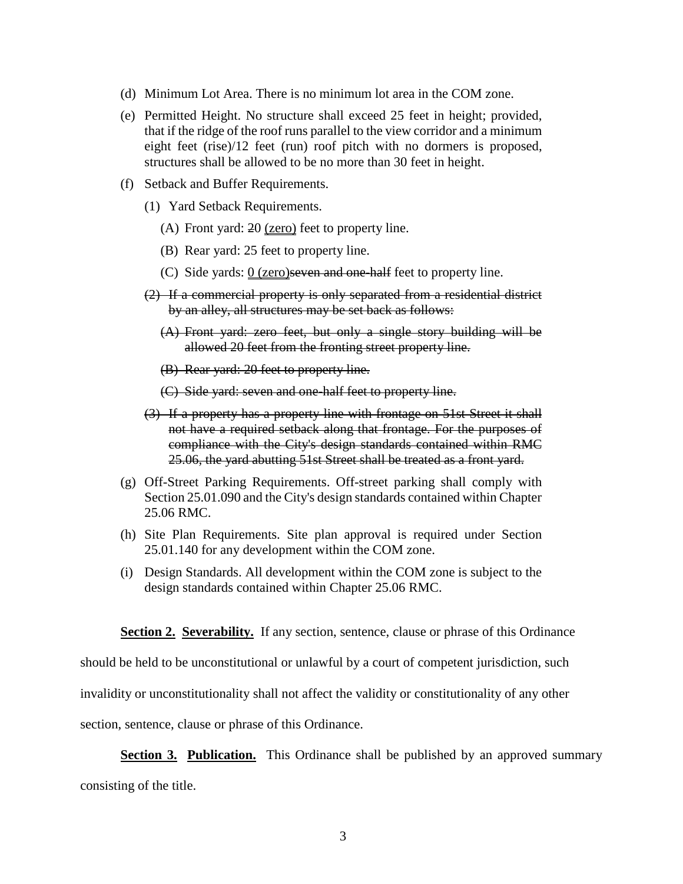(d) Minimum Lot Area. There is no minimum lot area in the COM zone.

(e) Permitted Height. No structure shall exceed 25 feet in height; provided, that if the ridge of the roof runs parallel to the view corridor and a minimum eight feet (rise)/12 feet (run) roof pitch with no dormers is proposed, structures shall be allowed to be no more than 30 feet in height.

(f) Setback and Buffer Requirements.

(1) Yard Setback Requirements.

(A) Front yard: ~~2~~0 <u>(zero)</u> feet to property line.

(B) Rear yard: 25 feet to property line.

(C) Side yards: <u>0 (zero)</u>~~seven and one-half~~ feet to property line.

~~(2) If a commercial property is only separated from a residential district by an alley, all structures may be set back as follows:~~

~~(A) Front yard: zero feet, but only a single story building will be allowed 20 feet from the fronting street property line.~~

~~(B) Rear yard: 20 feet to property line.~~

~~(C) Side yard: seven and one-half feet to property line.~~

~~(3) If a property has a property line with frontage on 51st Street it shall not have a required setback along that frontage. For the purposes of compliance with the City's design standards contained within RMC 25.06, the yard abutting 51st Street shall be treated as a front yard.~~

(g) Off-Street Parking Requirements. Off-street parking shall comply with Section 25.01.090 and the City's design standards contained within Chapter 25.06 RMC.

(h) Site Plan Requirements. Site plan approval is required under Section 25.01.140 for any development within the COM zone.

(i) Design Standards. All development within the COM zone is subject to the design standards contained within Chapter 25.06 RMC.

**<u>Section 2.</u> <u>Severability.</u>** If any section, sentence, clause or phrase of this Ordinance should be held to be unconstitutional or unlawful by a court of competent jurisdiction, such invalidity or unconstitutionality shall not affect the validity or constitutionality of any other section, sentence, clause or phrase of this Ordinance.

**<u>Section 3.</u> <u>Publication.</u>** This Ordinance shall be published by an approved summary consisting of the title.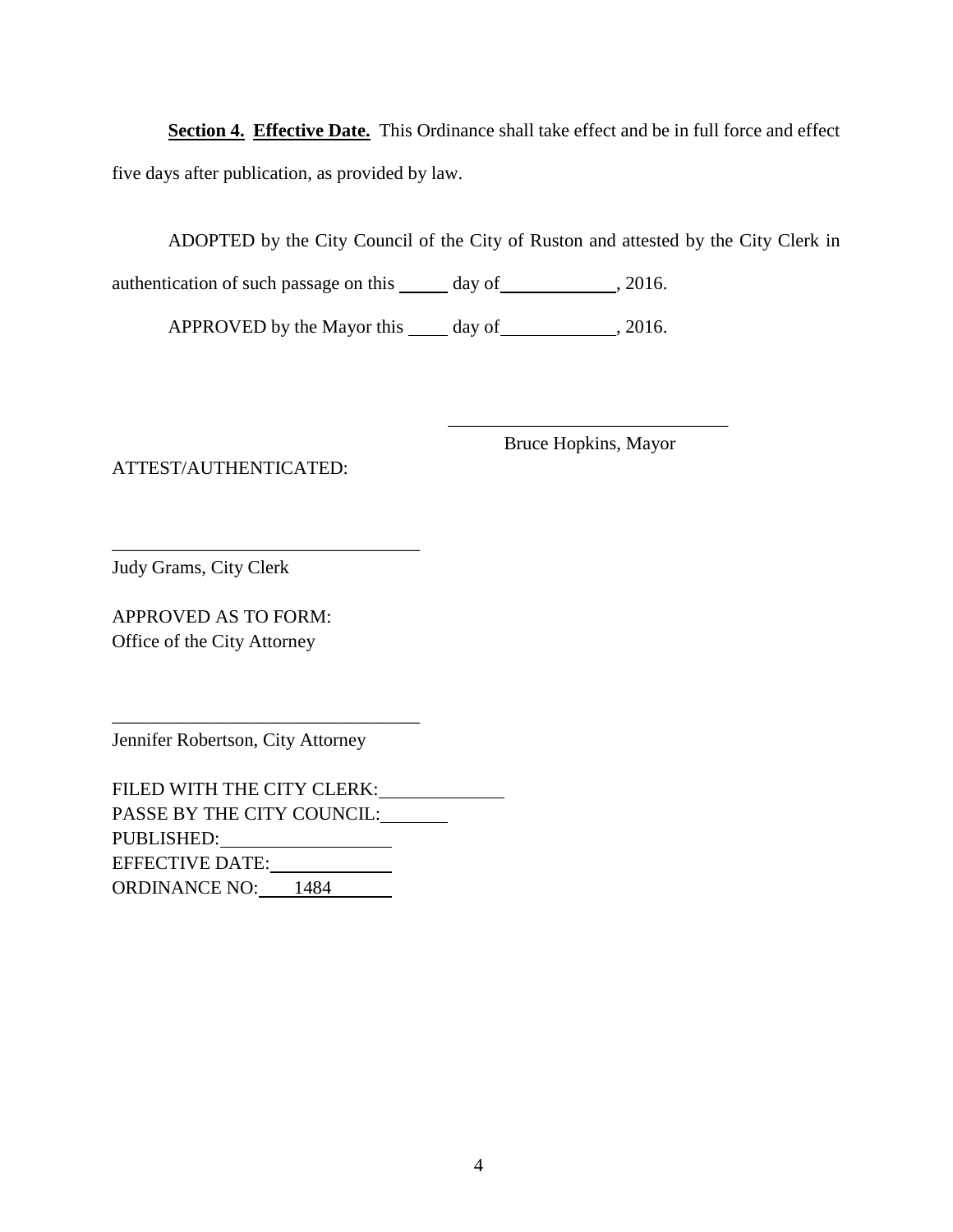**Section 4. Effective Date.** This Ordinance shall take effect and be in full force and effect five days after publication, as provided by law.

ADOPTED by the City Council of the City of Ruston and attested by the City Clerk in authentication of such passage on this _____ day of ____________, 2016.

APPROVED by the Mayor this ____ day of ____________, 2016.

______________________________
Bruce Hopkins, Mayor

ATTEST/AUTHENTICATED:

________________________________
Judy Grams, City Clerk

APPROVED AS TO FORM:
Office of the City Attorney

________________________________
Jennifer Robertson, City Attorney

FILED WITH THE CITY CLERK: ____________
PASSE BY THE CITY COUNCIL: _______
PUBLISHED: ________________
EFFECTIVE DATE: ____________
ORDINANCE NO: 1484